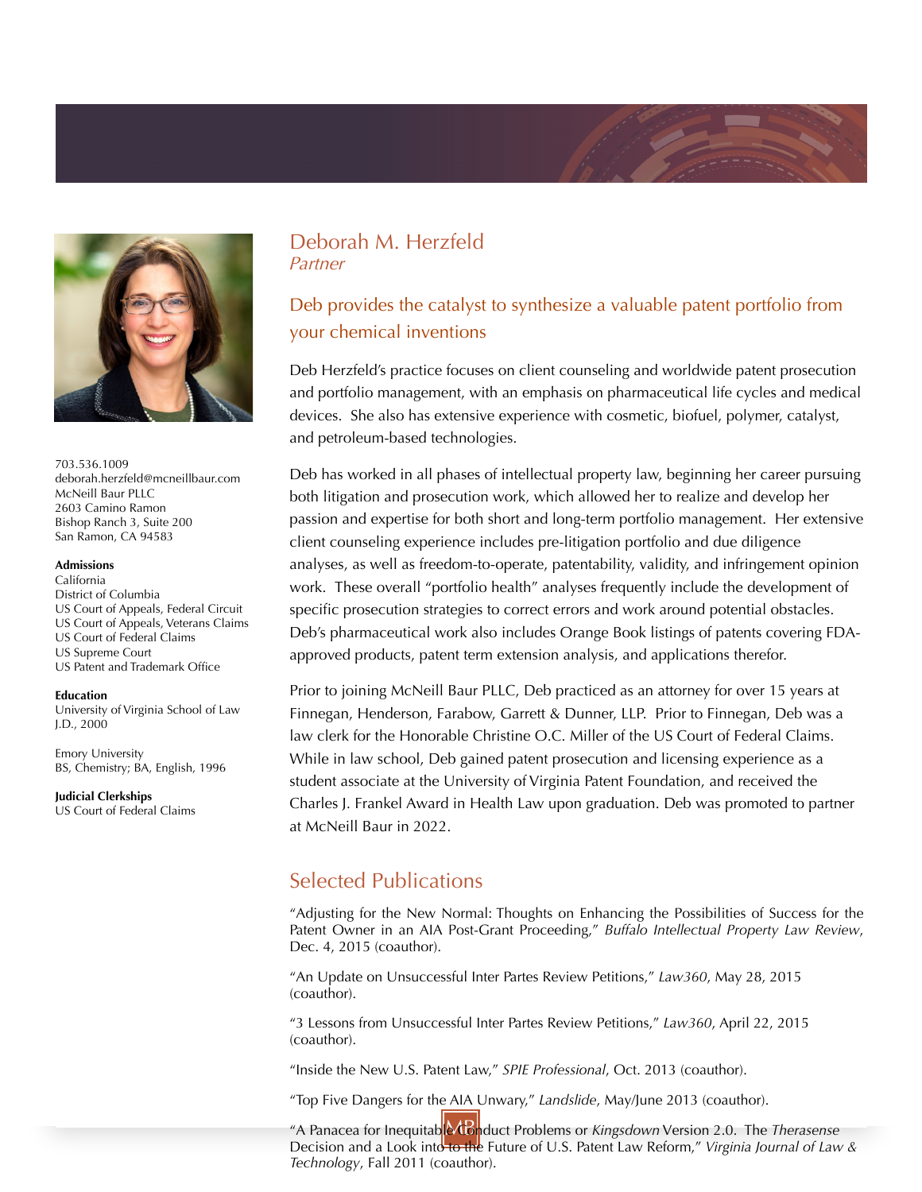# Deborah M. Herzfeld

*Partner*

703.536.1009
deborah.herzfeld@mcneillbaur.com
McNeill Baur PLLC
2603 Camino Ramon
Bishop Ranch 3, Suite 200
San Ramon, CA 94583

**Admissions**

California
District of Columbia
US Court of Appeals, Federal Circuit
US Court of Appeals, Veterans Claims
US Court of Federal Claims
US Supreme Court
US Patent and Trademark Office

**Education**

University of Virginia School of Law
J.D., 2000

Emory University
BS, Chemistry; BA, English, 1996

**Judicial Clerkships**

US Court of Federal Claims

## Deb provides the catalyst to synthesize a valuable patent portfolio from your chemical inventions

Deb Herzfeld's practice focuses on client counseling and worldwide patent prosecution and portfolio management, with an emphasis on pharmaceutical life cycles and medical devices. She also has extensive experience with cosmetic, biofuel, polymer, catalyst, and petroleum-based technologies.

Deb has worked in all phases of intellectual property law, beginning her career pursuing both litigation and prosecution work, which allowed her to realize and develop her passion and expertise for both short and long-term portfolio management. Her extensive client counseling experience includes pre-litigation portfolio and due diligence analyses, as well as freedom-to-operate, patentability, validity, and infringement opinion work. These overall "portfolio health" analyses frequently include the development of specific prosecution strategies to correct errors and work around potential obstacles. Deb's pharmaceutical work also includes Orange Book listings of patents covering FDA-approved products, patent term extension analysis, and applications therefor.

Prior to joining McNeill Baur PLLC, Deb practiced as an attorney for over 15 years at Finnegan, Henderson, Farabow, Garrett & Dunner, LLP. Prior to Finnegan, Deb was a law clerk for the Honorable Christine O.C. Miller of the US Court of Federal Claims. While in law school, Deb gained patent prosecution and licensing experience as a student associate at the University of Virginia Patent Foundation, and received the Charles J. Frankel Award in Health Law upon graduation. Deb was promoted to partner at McNeill Baur in 2022.

## Selected Publications

"Adjusting for the New Normal: Thoughts on Enhancing the Possibilities of Success for the Patent Owner in an AIA Post-Grant Proceeding," *Buffalo Intellectual Property Law Review*, Dec. 4, 2015 (coauthor).

"An Update on Unsuccessful Inter Partes Review Petitions," *Law360*, May 28, 2015 (coauthor).

"3 Lessons from Unsuccessful Inter Partes Review Petitions," *Law360*, April 22, 2015 (coauthor).

"Inside the New U.S. Patent Law," *SPIE Professional*, Oct. 2013 (coauthor).

"Top Five Dangers for the AIA Unwary," *Landslide*, May/June 2013 (coauthor).

"A Panacea for Inequitable Conduct Problems or *Kingsdown* Version 2.0. The *Therasense* Decision and a Look into the Future of U.S. Patent Law Reform," *Virginia Journal of Law & Technology*, Fall 2011 (coauthor).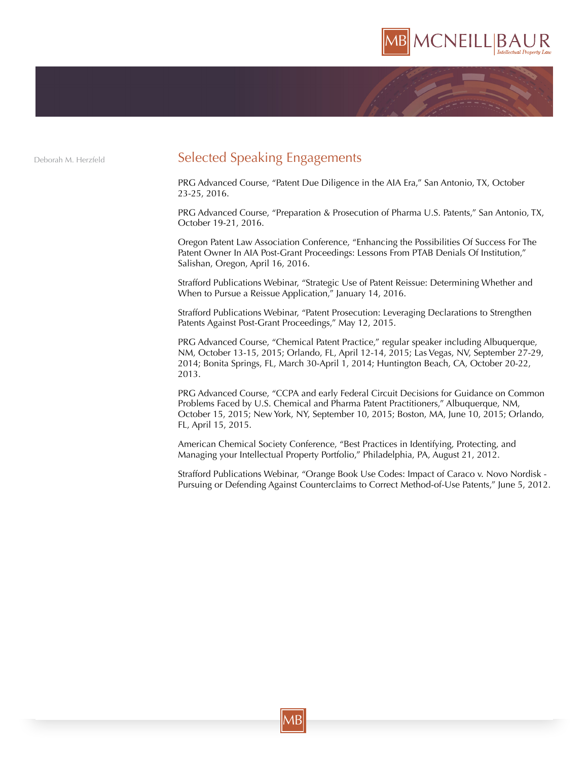Deborah M. Herzfeld

## Selected Speaking Engagements

PRG Advanced Course, "Patent Due Diligence in the AIA Era," San Antonio, TX, October 23-25, 2016.

PRG Advanced Course, "Preparation & Prosecution of Pharma U.S. Patents," San Antonio, TX, October 19-21, 2016.

Oregon Patent Law Association Conference, "Enhancing the Possibilities Of Success For The Patent Owner In AIA Post-Grant Proceedings: Lessons From PTAB Denials Of Institution," Salishan, Oregon, April 16, 2016.

Strafford Publications Webinar, "Strategic Use of Patent Reissue: Determining Whether and When to Pursue a Reissue Application," January 14, 2016.

Strafford Publications Webinar, "Patent Prosecution: Leveraging Declarations to Strengthen Patents Against Post-Grant Proceedings," May 12, 2015.

PRG Advanced Course, "Chemical Patent Practice," regular speaker including Albuquerque, NM, October 13-15, 2015; Orlando, FL, April 12-14, 2015; Las Vegas, NV, September 27-29, 2014; Bonita Springs, FL, March 30-April 1, 2014; Huntington Beach, CA, October 20-22, 2013.

PRG Advanced Course, "CCPA and early Federal Circuit Decisions for Guidance on Common Problems Faced by U.S. Chemical and Pharma Patent Practitioners," Albuquerque, NM, October 15, 2015; New York, NY, September 10, 2015; Boston, MA, June 10, 2015; Orlando, FL, April 15, 2015.

American Chemical Society Conference, "Best Practices in Identifying, Protecting, and Managing your Intellectual Property Portfolio," Philadelphia, PA, August 21, 2012.

Strafford Publications Webinar, "Orange Book Use Codes: Impact of Caraco v. Novo Nordisk - Pursuing or Defending Against Counterclaims to Correct Method-of-Use Patents," June 5, 2012.